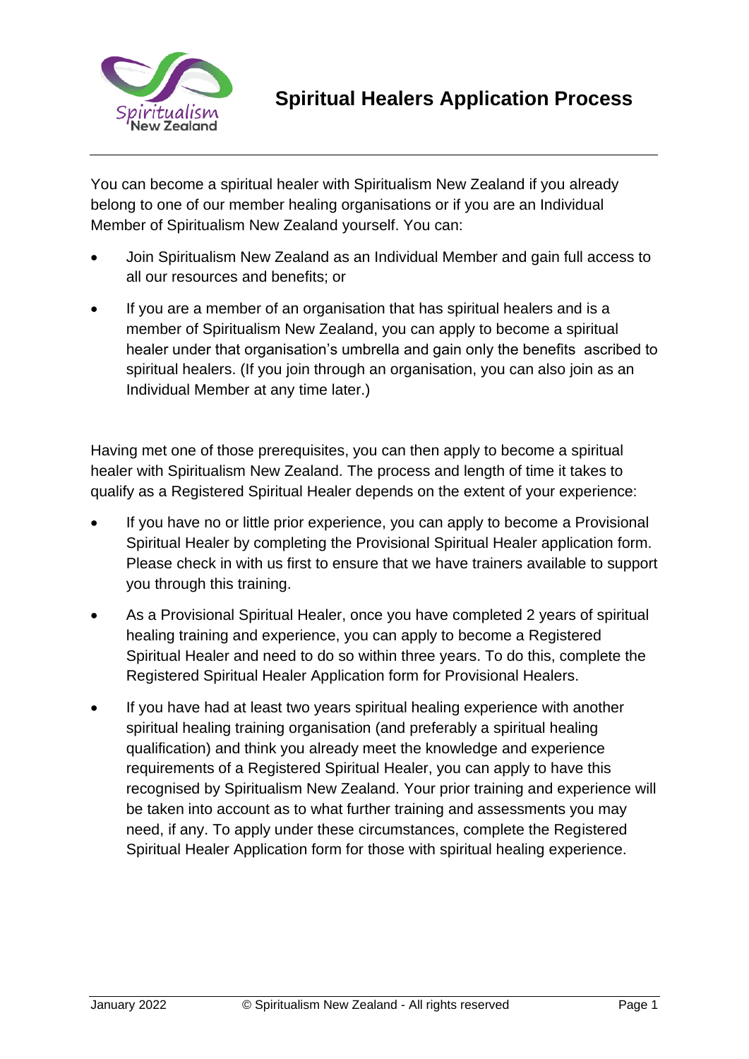# Spiritual Healers Application Process

You can become a spiritual healer with Spiritualism New Zealand if you already belong to one of our member healing organisations or if you are an Individual Member of Spiritualism New Zealand yourself. You can:

- Join Spiritualism New Zealand as an Individual Member and gain full access to all our resources and benefits; or
- If you are a member of an organisation that has spiritual healers and is a member of Spiritualism New Zealand, you can apply to become a spiritual healer under that organisation's umbrella and gain only the benefits ascribed to spiritual healers. (If you join through an organisation, you can also join as an Individual Member at any time later.)

Having met one of those prerequisites, you can then apply to become a spiritual healer with Spiritualism New Zealand. The process and length of time it takes to qualify as a Registered Spiritual Healer depends on the extent of your experience:

- If you have no or little prior experience, you can apply to become a Provisional Spiritual Healer by completing the Provisional Spiritual Healer application form. Please check in with us first to ensure that we have trainers available to support you through this training.
- As a Provisional Spiritual Healer, once you have completed 2 years of spiritual healing training and experience, you can apply to become a Registered Spiritual Healer and need to do so within three years. To do this, complete the Registered Spiritual Healer Application form for Provisional Healers.
- If you have had at least two years spiritual healing experience with another spiritual healing training organisation (and preferably a spiritual healing qualification) and think you already meet the knowledge and experience requirements of a Registered Spiritual Healer, you can apply to have this recognised by Spiritualism New Zealand. Your prior training and experience will be taken into account as to what further training and assessments you may need, if any. To apply under these circumstances, complete the Registered Spiritual Healer Application form for those with spiritual healing experience.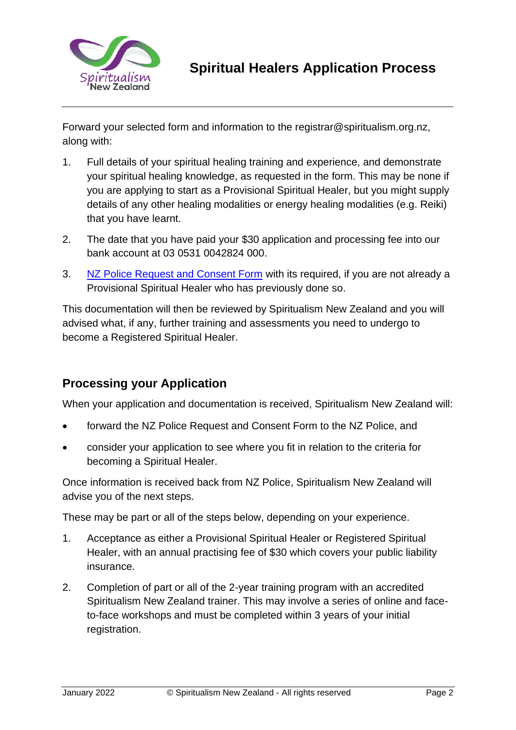# Spiritual Healers Application Process

Forward your selected form and information to the registrar@spiritualism.org.nz, along with:

1. Full details of your spiritual healing training and experience, and demonstrate your spiritual healing knowledge, as requested in the form. This may be none if you are applying to start as a Provisional Spiritual Healer, but you might supply details of any other healing modalities or energy healing modalities (e.g. Reiki) that you have learnt.
2. The date that you have paid your $30 application and processing fee into our bank account at 03 0531 0042824 000.
3. NZ Police Request and Consent Form with its required, if you are not already a Provisional Spiritual Healer who has previously done so.

This documentation will then be reviewed by Spiritualism New Zealand and you will advised what, if any, further training and assessments you need to undergo to become a Registered Spiritual Healer.

## Processing your Application

When your application and documentation is received, Spiritualism New Zealand will:

- forward the NZ Police Request and Consent Form to the NZ Police, and
- consider your application to see where you fit in relation to the criteria for becoming a Spiritual Healer.

Once information is received back from NZ Police, Spiritualism New Zealand will advise you of the next steps.

These may be part or all of the steps below, depending on your experience.

1. Acceptance as either a Provisional Spiritual Healer or Registered Spiritual Healer, with an annual practising fee of $30 which covers your public liability insurance.
2. Completion of part or all of the 2-year training program with an accredited Spiritualism New Zealand trainer. This may involve a series of online and face-to-face workshops and must be completed within 3 years of your initial registration.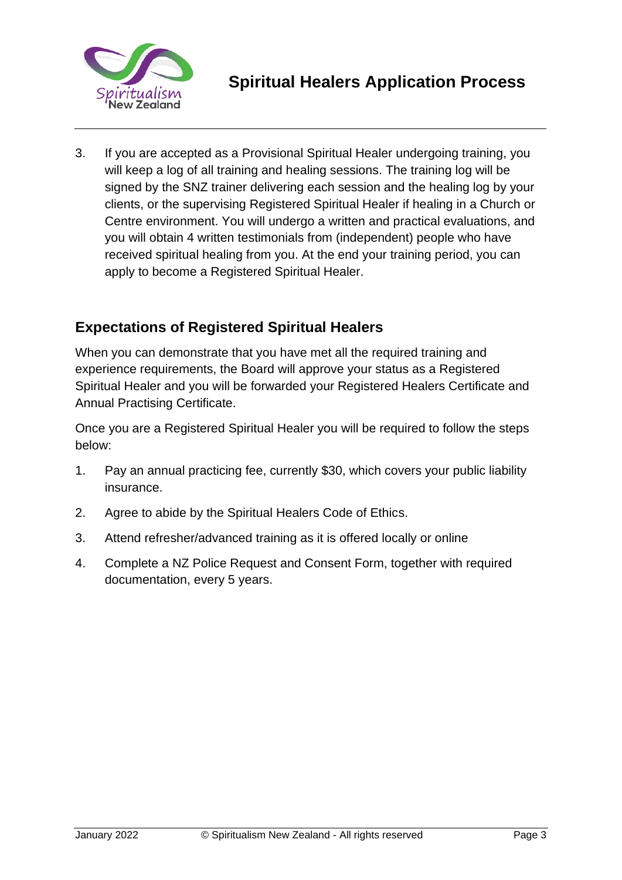3. If you are accepted as a Provisional Spiritual Healer undergoing training, you will keep a log of all training and healing sessions. The training log will be signed by the SNZ trainer delivering each session and the healing log by your clients, or the supervising Registered Spiritual Healer if healing in a Church or Centre environment. You will undergo a written and practical evaluations, and you will obtain 4 written testimonials from (independent) people who have received spiritual healing from you. At the end your training period, you can apply to become a Registered Spiritual Healer.

## Expectations of Registered Spiritual Healers

When you can demonstrate that you have met all the required training and experience requirements, the Board will approve your status as a Registered Spiritual Healer and you will be forwarded your Registered Healers Certificate and Annual Practising Certificate.

Once you are a Registered Spiritual Healer you will be required to follow the steps below:

1. Pay an annual practicing fee, currently $30, which covers your public liability insurance.
2. Agree to abide by the Spiritual Healers Code of Ethics.
3. Attend refresher/advanced training as it is offered locally or online
4. Complete a NZ Police Request and Consent Form, together with required documentation, every 5 years.